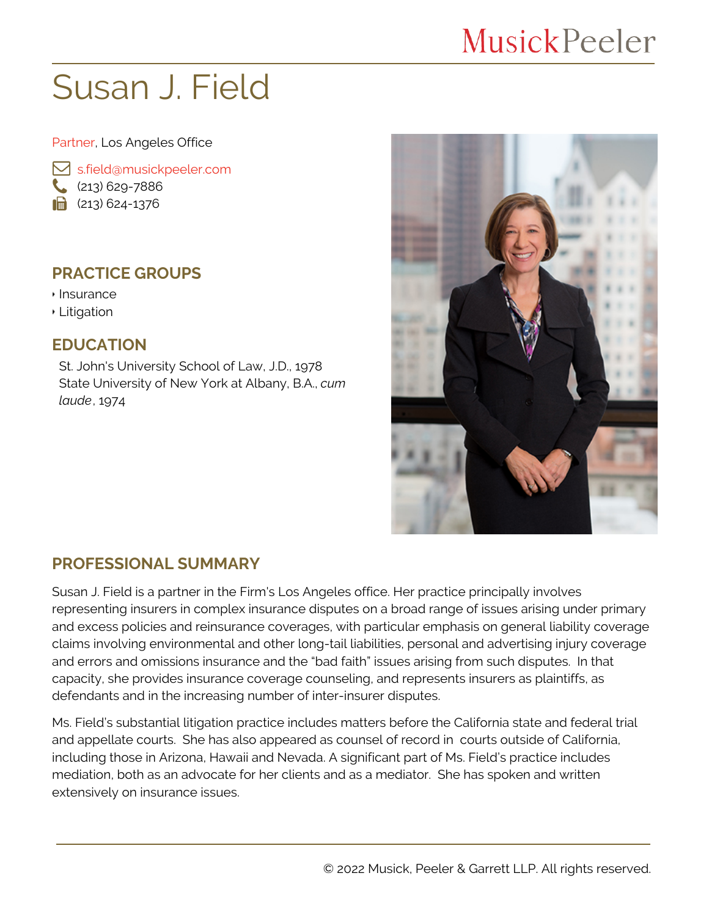MusickPeeler

# Susan J. Field

Partner, Los Angeles Office

s.field@musickpeeler.com
(213) 629-7886
(213) 624-1376

## PRACTICE GROUPS

- Insurance
- Litigation

## EDUCATION

St. John's University School of Law, J.D., 1978
State University of New York at Albany, B.A., *cum laude*, 1974

## PROFESSIONAL SUMMARY

Susan J. Field is a partner in the Firm's Los Angeles office. Her practice principally involves representing insurers in complex insurance disputes on a broad range of issues arising under primary and excess policies and reinsurance coverages, with particular emphasis on general liability coverage claims involving environmental and other long-tail liabilities, personal and advertising injury coverage and errors and omissions insurance and the "bad faith" issues arising from such disputes. In that capacity, she provides insurance coverage counseling, and represents insurers as plaintiffs, as defendants and in the increasing number of inter-insurer disputes.

Ms. Field's substantial litigation practice includes matters before the California state and federal trial and appellate courts. She has also appeared as counsel of record in courts outside of California, including those in Arizona, Hawaii and Nevada. A significant part of Ms. Field's practice includes mediation, both as an advocate for her clients and as a mediator. She has spoken and written extensively on insurance issues.

© 2022 Musick, Peeler & Garrett LLP. All rights reserved.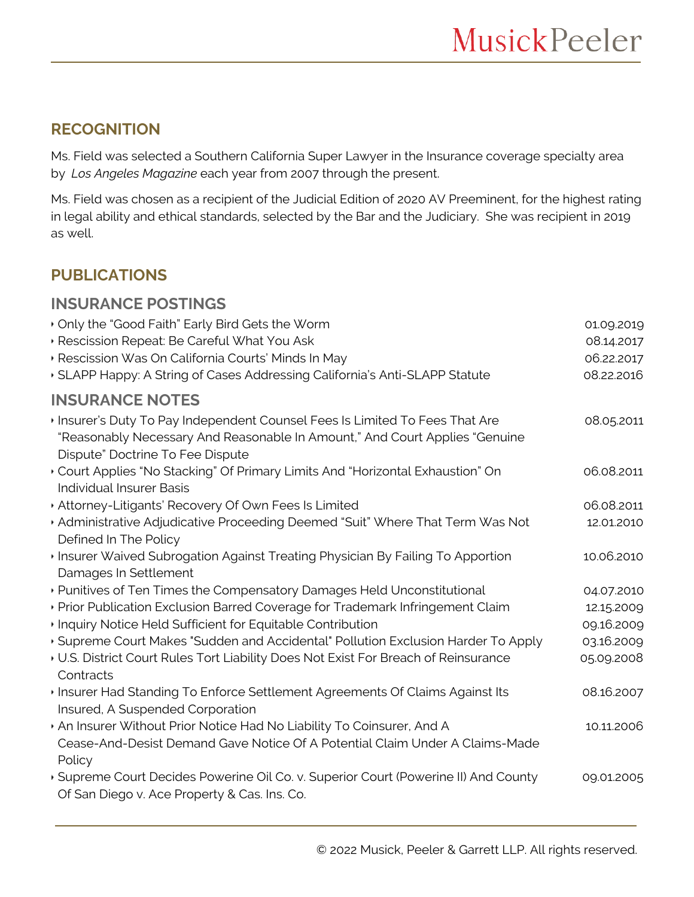## RECOGNITION

Ms. Field was selected a Southern California Super Lawyer in the Insurance coverage specialty area by *Los Angeles Magazine* each year from 2007 through the present.

Ms. Field was chosen as a recipient of the Judicial Edition of 2020 AV Preeminent, for the highest rating in legal ability and ethical standards, selected by the Bar and the Judiciary. She was recipient in 2019 as well.

## PUBLICATIONS

### INSURANCE POSTINGS

- Only the "Good Faith" Early Bird Gets the Worm — 01.09.2019
- Rescission Repeat: Be Careful What You Ask — 08.14.2017
- Rescission Was On California Courts' Minds In May — 06.22.2017
- SLAPP Happy: A String of Cases Addressing California's Anti-SLAPP Statute — 08.22.2016

### INSURANCE NOTES

- Insurer's Duty To Pay Independent Counsel Fees Is Limited To Fees That Are "Reasonably Necessary And Reasonable In Amount," And Court Applies "Genuine Dispute" Doctrine To Fee Dispute — 08.05.2011
- Court Applies "No Stacking" Of Primary Limits And "Horizontal Exhaustion" On Individual Insurer Basis — 06.08.2011
- Attorney-Litigants' Recovery Of Own Fees Is Limited — 06.08.2011
- Administrative Adjudicative Proceeding Deemed "Suit" Where That Term Was Not Defined In The Policy — 12.01.2010
- Insurer Waived Subrogation Against Treating Physician By Failing To Apportion Damages In Settlement — 10.06.2010
- Punitives of Ten Times the Compensatory Damages Held Unconstitutional — 04.07.2010
- Prior Publication Exclusion Barred Coverage for Trademark Infringement Claim — 12.15.2009
- Inquiry Notice Held Sufficient for Equitable Contribution — 09.16.2009
- Supreme Court Makes "Sudden and Accidental" Pollution Exclusion Harder To Apply — 03.16.2009
- U.S. District Court Rules Tort Liability Does Not Exist For Breach of Reinsurance Contracts — 05.09.2008
- Insurer Had Standing To Enforce Settlement Agreements Of Claims Against Its Insured, A Suspended Corporation — 08.16.2007
- An Insurer Without Prior Notice Had No Liability To Coinsurer, And A Cease-And-Desist Demand Gave Notice Of A Potential Claim Under A Claims-Made Policy — 10.11.2006
- Supreme Court Decides Powerine Oil Co. v. Superior Court (Powerine II) And County Of San Diego v. Ace Property & Cas. Ins. Co. — 09.01.2005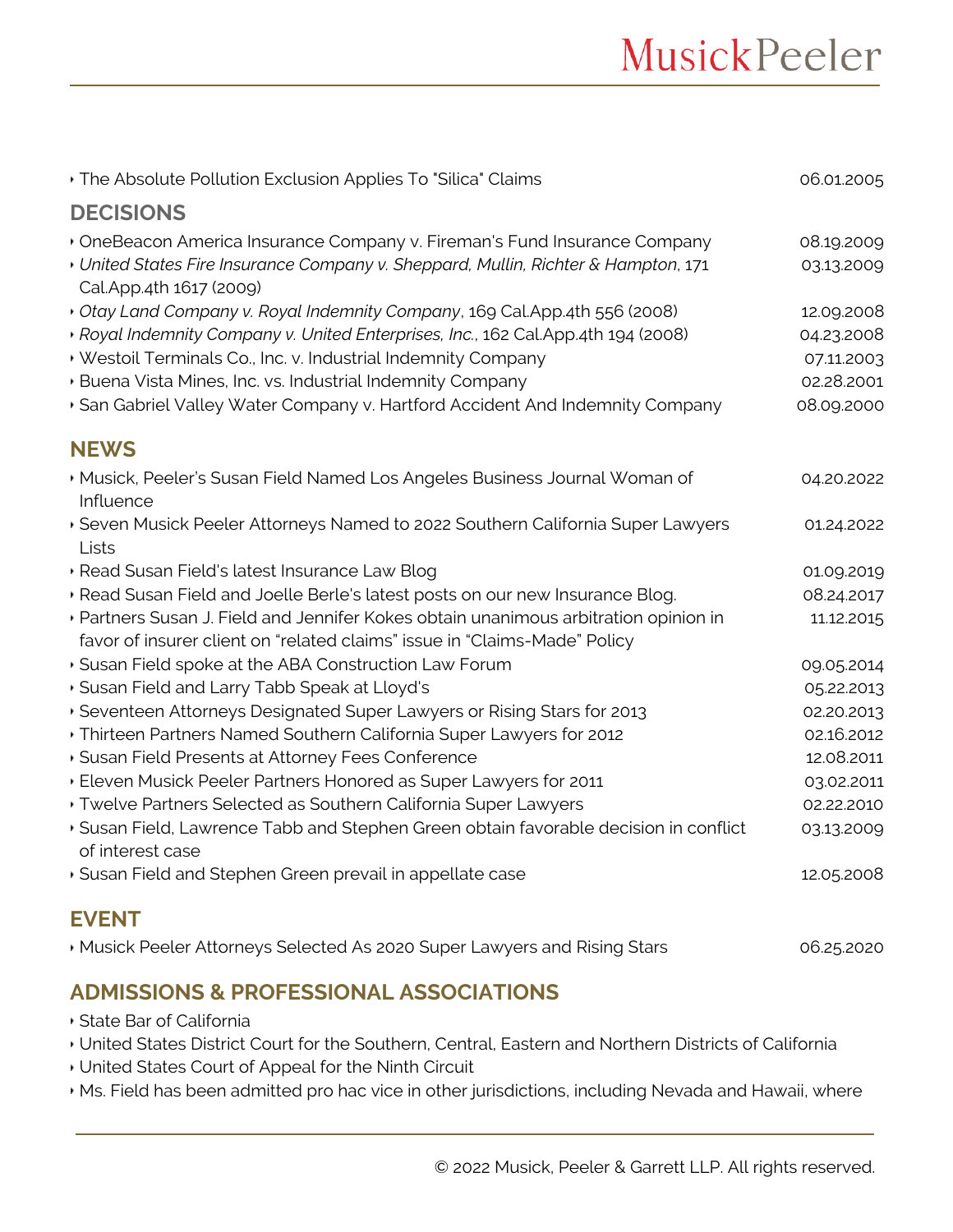- The Absolute Pollution Exclusion Applies To "Silica" Claims 06.01.2005

## DECISIONS

- OneBeacon America Insurance Company v. Fireman's Fund Insurance Company 08.19.2009
- *United States Fire Insurance Company v. Sheppard, Mullin, Richter & Hampton*, 171 Cal.App.4th 1617 (2009) 03.13.2009
- *Otay Land Company v. Royal Indemnity Company*, 169 Cal.App.4th 556 (2008) 12.09.2008
- *Royal Indemnity Company v. United Enterprises, Inc.*, 162 Cal.App.4th 194 (2008) 04.23.2008
- Westoil Terminals Co., Inc. v. Industrial Indemnity Company 07.11.2003
- Buena Vista Mines, Inc. vs. Industrial Indemnity Company 02.28.2001
- San Gabriel Valley Water Company v. Hartford Accident And Indemnity Company 08.09.2000

## NEWS

- Musick, Peeler's Susan Field Named Los Angeles Business Journal Woman of Influence 04.20.2022
- Seven Musick Peeler Attorneys Named to 2022 Southern California Super Lawyers Lists 01.24.2022
- Read Susan Field's latest Insurance Law Blog 01.09.2019
- Read Susan Field and Joelle Berle's latest posts on our new Insurance Blog. 08.24.2017
- Partners Susan J. Field and Jennifer Kokes obtain unanimous arbitration opinion in favor of insurer client on "related claims" issue in "Claims-Made" Policy 11.12.2015
- Susan Field spoke at the ABA Construction Law Forum 09.05.2014
- Susan Field and Larry Tabb Speak at Lloyd's 05.22.2013
- Seventeen Attorneys Designated Super Lawyers or Rising Stars for 2013 02.20.2013
- Thirteen Partners Named Southern California Super Lawyers for 2012 02.16.2012
- Susan Field Presents at Attorney Fees Conference 12.08.2011
- Eleven Musick Peeler Partners Honored as Super Lawyers for 2011 03.02.2011
- Twelve Partners Selected as Southern California Super Lawyers 02.22.2010
- Susan Field, Lawrence Tabb and Stephen Green obtain favorable decision in conflict of interest case 03.13.2009
- Susan Field and Stephen Green prevail in appellate case 12.05.2008

## EVENT

- Musick Peeler Attorneys Selected As 2020 Super Lawyers and Rising Stars 06.25.2020

## ADMISSIONS & PROFESSIONAL ASSOCIATIONS

- State Bar of California
- United States District Court for the Southern, Central, Eastern and Northern Districts of California
- United States Court of Appeal for the Ninth Circuit
- Ms. Field has been admitted pro hac vice in other jurisdictions, including Nevada and Hawaii, where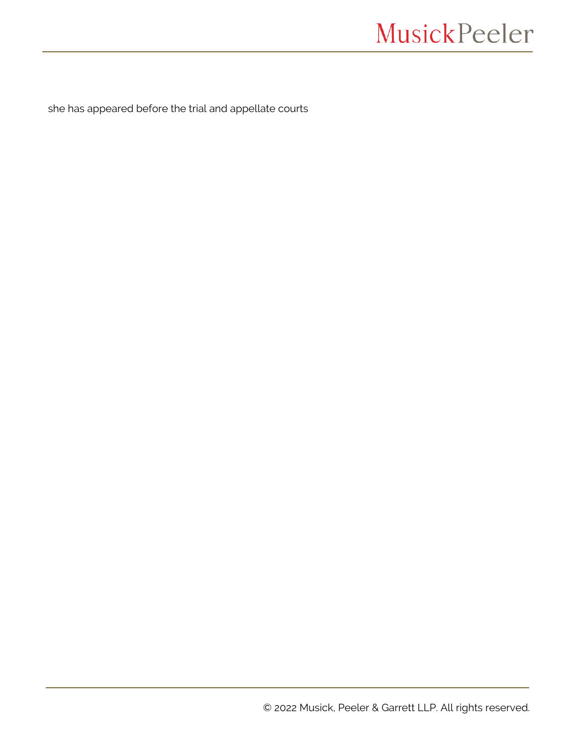she has appeared before the trial and appellate courts